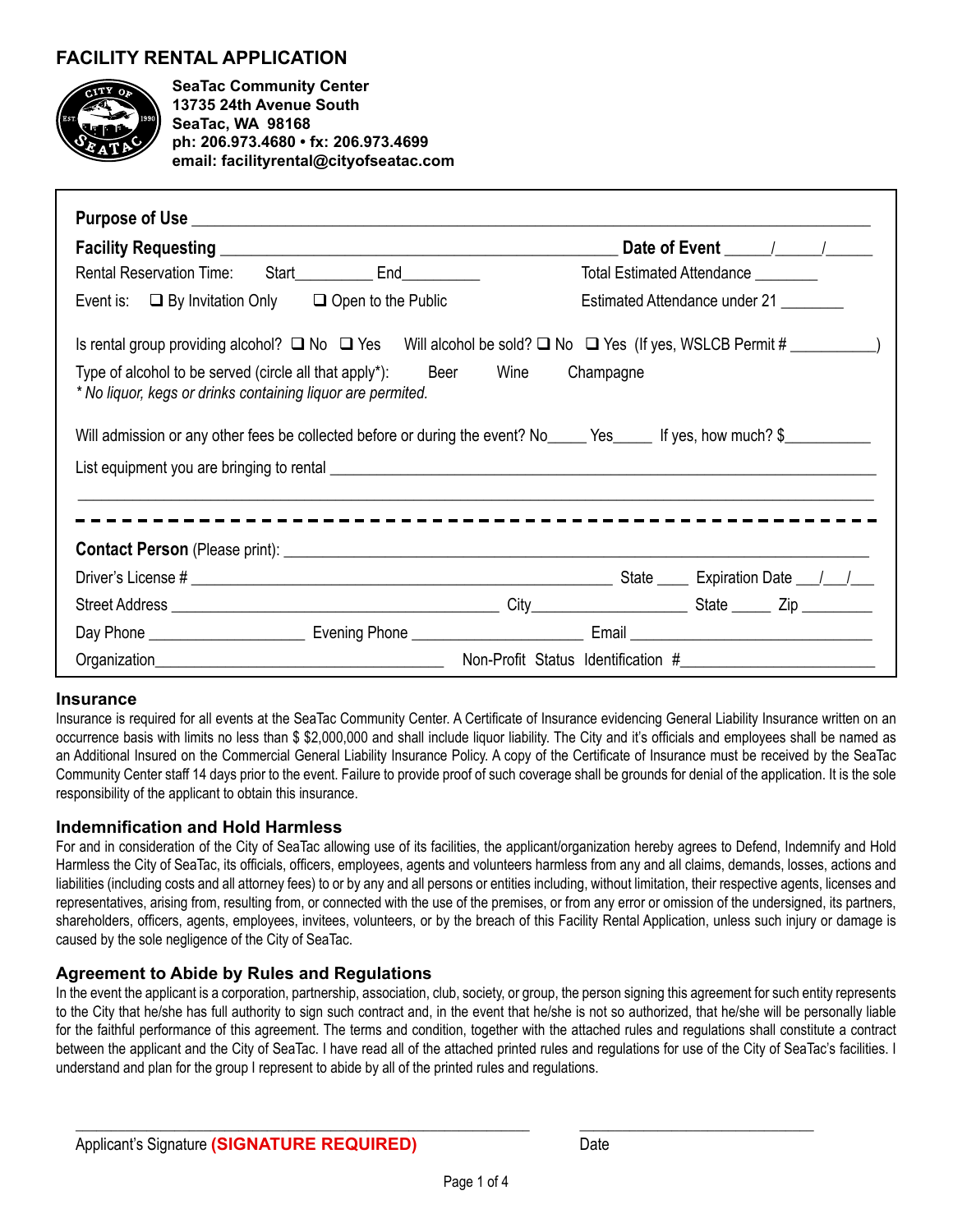# FACILITY RENTAL APPLICATION

**SeaTac Community Center**
**13735 24th Avenue South**
**SeaTac, WA 98168**
**ph: 206.973.4680 • fx: 206.973.4699**
**email: facilityrental@cityofseatac.com**

**Purpose of Use** ______________________________________________________________________

**Facility Requesting** ______________________________________ **Date of Event** _____/_____/_____

Rental Reservation Time: Start_________ End_________ Total Estimated Attendance _______

Event is: ☐ By Invitation Only ☐ Open to the Public Estimated Attendance under 21 _______

Is rental group providing alcohol? ☐ No ☐ Yes Will alcohol be sold? ☐ No ☐ Yes (If yes, WSLCB Permit # __________)

Type of alcohol to be served (circle all that apply*): Beer Wine Champagne
*\* No liquor, kegs or drinks containing liquor are permited.*

Will admission or any other fees be collected before or during the event? No_____ Yes_____ If yes, how much? $__________

List equipment you are bringing to rental ______________________________________________________

______________________________________________________________________________

- - - - - - - - - - - - - - - - - - - - - - - - - - - - - - - - - - - - - - - - - - - - - -

**Contact Person** (Please print): ______________________________________________________

Driver's License # ______________________________________ State ____ Expiration Date ___/___/___

Street Address ________________________________ City__________________ State _____ Zip ________

Day Phone __________________ Evening Phone ____________________ Email ____________________________

Organization_________________________________ Non-Profit Status Identification #______________________

## Insurance

Insurance is required for all events at the SeaTac Community Center. A Certificate of Insurance evidencing General Liability Insurance written on an occurrence basis with limits no less than $ $2,000,000 and shall include liquor liability. The City and it's officials and employees shall be named as an Additional Insured on the Commercial General Liability Insurance Policy. A copy of the Certificate of Insurance must be received by the SeaTac Community Center staff 14 days prior to the event. Failure to provide proof of such coverage shall be grounds for denial of the application. It is the sole responsibility of the applicant to obtain this insurance.

## Indemnification and Hold Harmless

For and in consideration of the City of SeaTac allowing use of its facilities, the applicant/organization hereby agrees to Defend, Indemnify and Hold Harmless the City of SeaTac, its officials, officers, employees, agents and volunteers harmless from any and all claims, demands, losses, actions and liabilities (including costs and all attorney fees) to or by any and all persons or entities including, without limitation, their respective agents, licenses and representatives, arising from, resulting from, or connected with the use of the premises, or from any error or omission of the undersigned, its partners, shareholders, officers, agents, employees, invitees, volunteers, or by the breach of this Facility Rental Application, unless such injury or damage is caused by the sole negligence of the City of SeaTac.

## Agreement to Abide by Rules and Regulations

In the event the applicant is a corporation, partnership, association, club, society, or group, the person signing this agreement for such entity represents to the City that he/she has full authority to sign such contract and, in the event that he/she is not so authorized, that he/she will be personally liable for the faithful performance of this agreement. The terms and condition, together with the attached rules and regulations shall constitute a contract between the applicant and the City of SeaTac. I have read all of the attached printed rules and regulations for use of the City of SeaTac's facilities. I understand and plan for the group I represent to abide by all of the printed rules and regulations.

__________________________________________ ________________________

Applicant's Signature **(SIGNATURE REQUIRED)** Date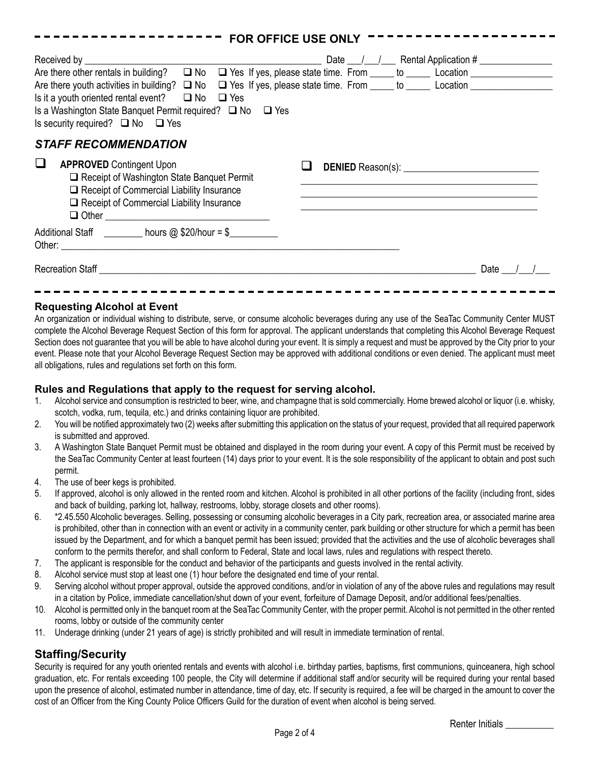## FOR OFFICE USE ONLY

Received by ______________________________________________ Date ___/___/___ Rental Application # _______________

Are there other rentals in building? ☐ No ☐ Yes If yes, please state time. From _____ to _____ Location _________________

Are there youth activities in building? ☐ No ☐ Yes If yes, please state time. From _____ to _____ Location _________________

Is it a youth oriented rental event? ☐ No ☐ Yes

Is a Washington State Banquet Permit required? ☐ No ☐ Yes

Is security required? ☐ No ☐ Yes

### *STAFF RECOMMENDATION*

☐ **APPROVED** Contingent Upon

- ☐ Receipt of Washington State Banquet Permit
- ☐ Receipt of Commercial Liability Insurance
- ☐ Receipt of Commercial Liability Insurance
- ☐ Other ________________________________

☐ **DENIED** Reason(s): ____________________________

________________________________________________

________________________________________________

________________________________________________

Additional Staff ________ hours @ $20/hour = $__________

Other: ________________________________________________________________________

Recreation Staff ______________________________________________________________________________ Date ___/___/___

---

### Requesting Alcohol at Event

An organization or individual wishing to distribute, serve, or consume alcoholic beverages during any use of the SeaTac Community Center MUST complete the Alcohol Beverage Request Section of this form for approval. The applicant understands that completing this Alcohol Beverage Request Section does not guarantee that you will be able to have alcohol during your event. It is simply a request and must be approved by the City prior to your event. Please note that your Alcohol Beverage Request Section may be approved with additional conditions or even denied. The applicant must meet all obligations, rules and regulations set forth on this form.

### Rules and Regulations that apply to the request for serving alcohol.

1. Alcohol service and consumption is restricted to beer, wine, and champagne that is sold commercially. Home brewed alcohol or liquor (i.e. whisky, scotch, vodka, rum, tequila, etc.) and drinks containing liquor are prohibited.
2. You will be notified approximately two (2) weeks after submitting this application on the status of your request, provided that all required paperwork is submitted and approved.
3. A Washington State Banquet Permit must be obtained and displayed in the room during your event. A copy of this Permit must be received by the SeaTac Community Center at least fourteen (14) days prior to your event. It is the sole responsibility of the applicant to obtain and post such permit.
4. The use of beer kegs is prohibited.
5. If approved, alcohol is only allowed in the rented room and kitchen. Alcohol is prohibited in all other portions of the facility (including front, sides and back of building, parking lot, hallway, restrooms, lobby, storage closets and other rooms).
6. *2.45.550 Alcoholic beverages. Selling, possessing or consuming alcoholic beverages in a City park, recreation area, or associated marine area is prohibited, other than in connection with an event or activity in a community center, park building or other structure for which a permit has been issued by the Department, and for which a banquet permit has been issued; provided that the activities and the use of alcoholic beverages shall conform to the permits therefor, and shall conform to Federal, State and local laws, rules and regulations with respect thereto.
7. The applicant is responsible for the conduct and behavior of the participants and guests involved in the rental activity.
8. Alcohol service must stop at least one (1) hour before the designated end time of your rental.
9. Serving alcohol without proper approval, outside the approved conditions, and/or in violation of any of the above rules and regulations may result in a citation by Police, immediate cancellation/shut down of your event, forfeiture of Damage Deposit, and/or additional fees/penalties.
10. Alcohol is permitted only in the banquet room at the SeaTac Community Center, with the proper permit. Alcohol is not permitted in the other rented rooms, lobby or outside of the community center
11. Underage drinking (under 21 years of age) is strictly prohibited and will result in immediate termination of rental.

## Staffing/Security

Security is required for any youth oriented rentals and events with alcohol i.e. birthday parties, baptisms, first communions, quinceanera, high school graduation, etc. For rentals exceeding 100 people, the City will determine if additional staff and/or security will be required during your rental based upon the presence of alcohol, estimated number in attendance, time of day, etc. If security is required, a fee will be charged in the amount to cover the cost of an Officer from the King County Police Officers Guild for the duration of event when alcohol is being served.

Renter Initials __________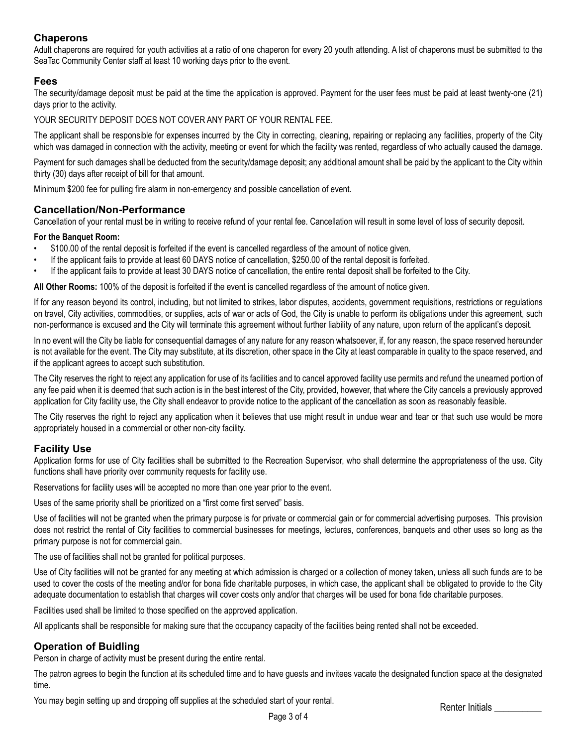## Chaperons

Adult chaperons are required for youth activities at a ratio of one chaperon for every 20 youth attending. A list of chaperons must be submitted to the SeaTac Community Center staff at least 10 working days prior to the event.

## Fees

The security/damage deposit must be paid at the time the application is approved. Payment for the user fees must be paid at least twenty-one (21) days prior to the activity.

YOUR SECURITY DEPOSIT DOES NOT COVER ANY PART OF YOUR RENTAL FEE.

The applicant shall be responsible for expenses incurred by the City in correcting, cleaning, repairing or replacing any facilities, property of the City which was damaged in connection with the activity, meeting or event for which the facility was rented, regardless of who actually caused the damage.

Payment for such damages shall be deducted from the security/damage deposit; any additional amount shall be paid by the applicant to the City within thirty (30) days after receipt of bill for that amount.

Minimum $200 fee for pulling fire alarm in non-emergency and possible cancellation of event.

## Cancellation/Non-Performance

Cancellation of your rental must be in writing to receive refund of your rental fee. Cancellation will result in some level of loss of security deposit.

**For the Banquet Room:**

- $100.00 of the rental deposit is forfeited if the event is cancelled regardless of the amount of notice given.
- If the applicant fails to provide at least 60 DAYS notice of cancellation, $250.00 of the rental deposit is forfeited.
- If the applicant fails to provide at least 30 DAYS notice of cancellation, the entire rental deposit shall be forfeited to the City.

**All Other Rooms:** 100% of the deposit is forfeited if the event is cancelled regardless of the amount of notice given.

If for any reason beyond its control, including, but not limited to strikes, labor disputes, accidents, government requisitions, restrictions or regulations on travel, City activities, commodities, or supplies, acts of war or acts of God, the City is unable to perform its obligations under this agreement, such non-performance is excused and the City will terminate this agreement without further liability of any nature, upon return of the applicant's deposit.

In no event will the City be liable for consequential damages of any nature for any reason whatsoever, if, for any reason, the space reserved hereunder is not available for the event. The City may substitute, at its discretion, other space in the City at least comparable in quality to the space reserved, and if the applicant agrees to accept such substitution.

The City reserves the right to reject any application for use of its facilities and to cancel approved facility use permits and refund the unearned portion of any fee paid when it is deemed that such action is in the best interest of the City, provided, however, that where the City cancels a previously approved application for City facility use, the City shall endeavor to provide notice to the applicant of the cancellation as soon as reasonably feasible.

The City reserves the right to reject any application when it believes that use might result in undue wear and tear or that such use would be more appropriately housed in a commercial or other non-city facility.

## Facility Use

Application forms for use of City facilities shall be submitted to the Recreation Supervisor, who shall determine the appropriateness of the use. City functions shall have priority over community requests for facility use.

Reservations for facility uses will be accepted no more than one year prior to the event.

Uses of the same priority shall be prioritized on a "first come first served" basis.

Use of facilities will not be granted when the primary purpose is for private or commercial gain or for commercial advertising purposes. This provision does not restrict the rental of City facilities to commercial businesses for meetings, lectures, conferences, banquets and other uses so long as the primary purpose is not for commercial gain.

The use of facilities shall not be granted for political purposes.

Use of City facilities will not be granted for any meeting at which admission is charged or a collection of money taken, unless all such funds are to be used to cover the costs of the meeting and/or for bona fide charitable purposes, in which case, the applicant shall be obligated to provide to the City adequate documentation to establish that charges will cover costs only and/or that charges will be used for bona fide charitable purposes.

Facilities used shall be limited to those specified on the approved application.

All applicants shall be responsible for making sure that the occupancy capacity of the facilities being rented shall not be exceeded.

## Operation of Buidling

Person in charge of activity must be present during the entire rental.

The patron agrees to begin the function at its scheduled time and to have guests and invitees vacate the designated function space at the designated time.

You may begin setting up and dropping off supplies at the scheduled start of your rental.

Renter Initials __________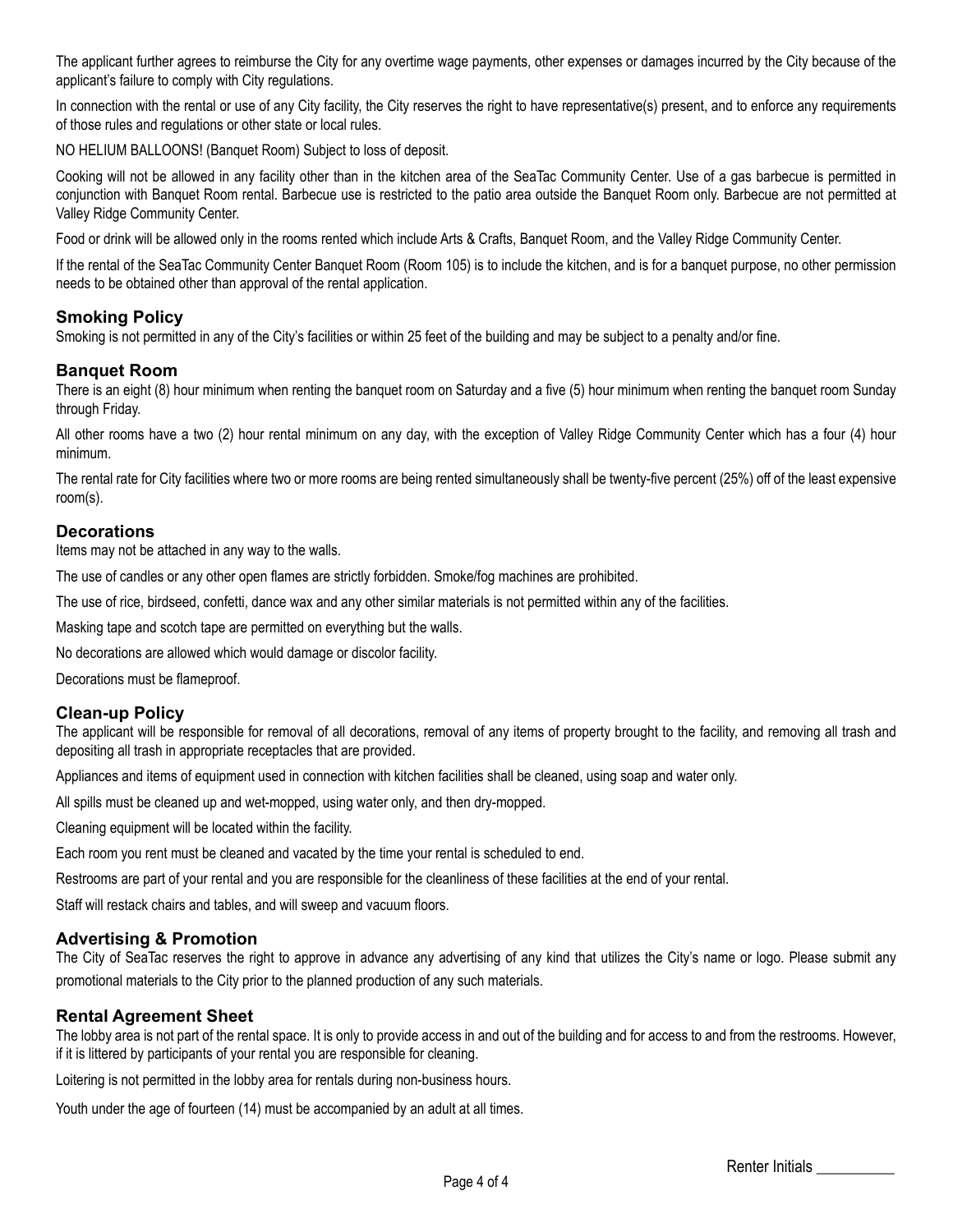The applicant further agrees to reimburse the City for any overtime wage payments, other expenses or damages incurred by the City because of the applicant's failure to comply with City regulations.

In connection with the rental or use of any City facility, the City reserves the right to have representative(s) present, and to enforce any requirements of those rules and regulations or other state or local rules.

NO HELIUM BALLOONS! (Banquet Room) Subject to loss of deposit.

Cooking will not be allowed in any facility other than in the kitchen area of the SeaTac Community Center. Use of a gas barbecue is permitted in conjunction with Banquet Room rental. Barbecue use is restricted to the patio area outside the Banquet Room only. Barbecue are not permitted at Valley Ridge Community Center.

Food or drink will be allowed only in the rooms rented which include Arts & Crafts, Banquet Room, and the Valley Ridge Community Center.

If the rental of the SeaTac Community Center Banquet Room (Room 105) is to include the kitchen, and is for a banquet purpose, no other permission needs to be obtained other than approval of the rental application.

## Smoking Policy

Smoking is not permitted in any of the City's facilities or within 25 feet of the building and may be subject to a penalty and/or fine.

## Banquet Room

There is an eight (8) hour minimum when renting the banquet room on Saturday and a five (5) hour minimum when renting the banquet room Sunday through Friday.

All other rooms have a two (2) hour rental minimum on any day, with the exception of Valley Ridge Community Center which has a four (4) hour minimum.

The rental rate for City facilities where two or more rooms are being rented simultaneously shall be twenty-five percent (25%) off of the least expensive room(s).

## Decorations

Items may not be attached in any way to the walls.

The use of candles or any other open flames are strictly forbidden. Smoke/fog machines are prohibited.

The use of rice, birdseed, confetti, dance wax and any other similar materials is not permitted within any of the facilities.

Masking tape and scotch tape are permitted on everything but the walls.

No decorations are allowed which would damage or discolor facility.

Decorations must be flameproof.

## Clean-up Policy

The applicant will be responsible for removal of all decorations, removal of any items of property brought to the facility, and removing all trash and depositing all trash in appropriate receptacles that are provided.

Appliances and items of equipment used in connection with kitchen facilities shall be cleaned, using soap and water only.

All spills must be cleaned up and wet-mopped, using water only, and then dry-mopped.

Cleaning equipment will be located within the facility.

Each room you rent must be cleaned and vacated by the time your rental is scheduled to end.

Restrooms are part of your rental and you are responsible for the cleanliness of these facilities at the end of your rental.

Staff will restack chairs and tables, and will sweep and vacuum floors.

## Advertising & Promotion

The City of SeaTac reserves the right to approve in advance any advertising of any kind that utilizes the City's name or logo. Please submit any promotional materials to the City prior to the planned production of any such materials.

## Rental Agreement Sheet

The lobby area is not part of the rental space. It is only to provide access in and out of the building and for access to and from the restrooms. However, if it is littered by participants of your rental you are responsible for cleaning.

Loitering is not permitted in the lobby area for rentals during non-business hours.

Youth under the age of fourteen (14) must be accompanied by an adult at all times.

Renter Initials __________